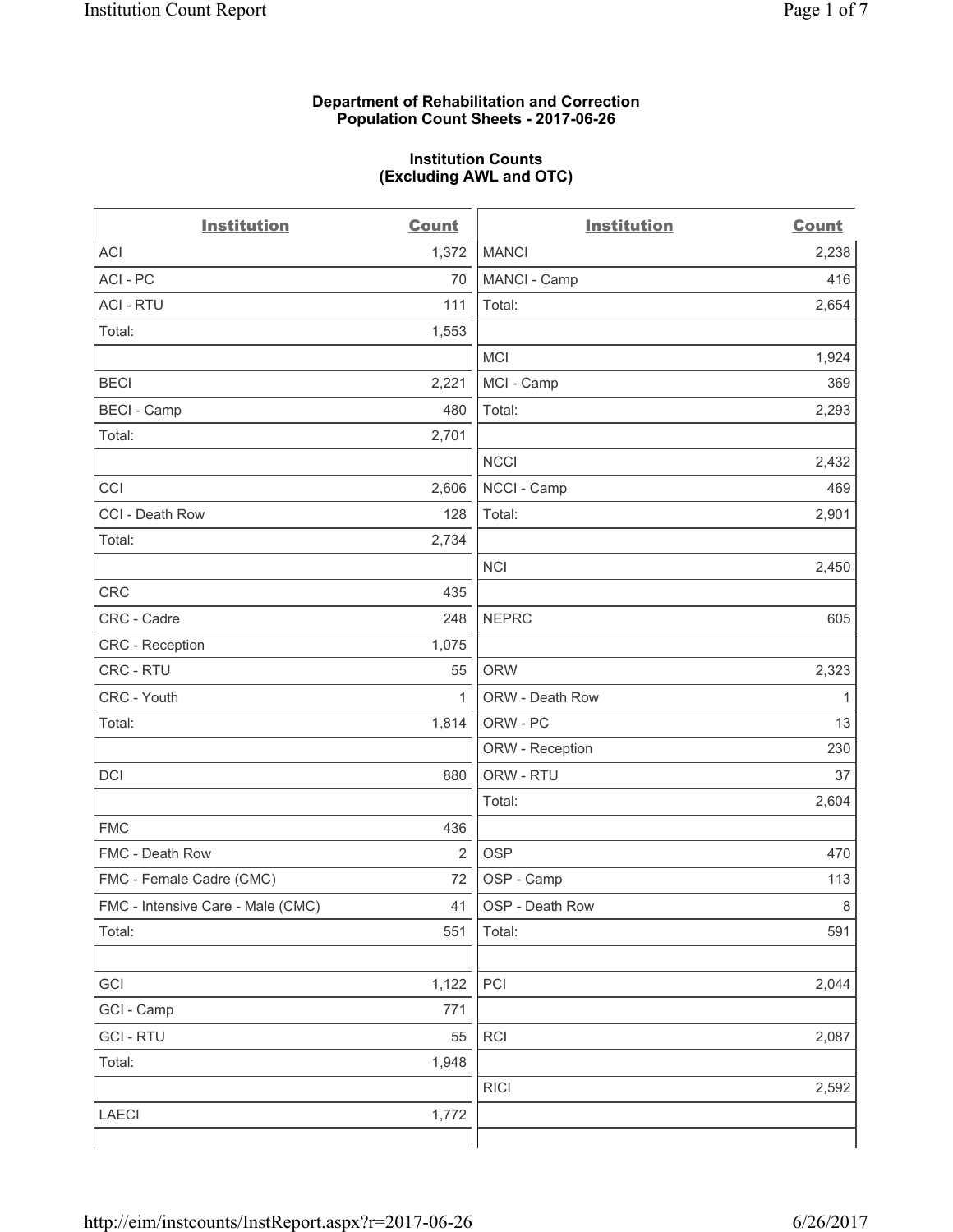**Department of Rehabilitation and Correction**
**Population Count Sheets - 2017-06-26**

**Institution Counts**
**(Excluding AWL and OTC)**

| Institution | Count | Institution | Count |
|---|---|---|---|
| ACI | 1,372 | MANCI | 2,238 |
| ACI - PC | 70 | MANCI - Camp | 416 |
| ACI - RTU | 111 | Total: | 2,654 |
| Total: | 1,553 | | |
| | | MCI | 1,924 |
| BECI | 2,221 | MCI - Camp | 369 |
| BECI - Camp | 480 | Total: | 2,293 |
| Total: | 2,701 | | |
| | | NCCI | 2,432 |
| CCI | 2,606 | NCCI - Camp | 469 |
| CCI - Death Row | 128 | Total: | 2,901 |
| Total: | 2,734 | | |
| | | NCI | 2,450 |
| CRC | 435 | | |
| CRC - Cadre | 248 | NEPRC | 605 |
| CRC - Reception | 1,075 | | |
| CRC - RTU | 55 | ORW | 2,323 |
| CRC - Youth | 1 | ORW - Death Row | 1 |
| Total: | 1,814 | ORW - PC | 13 |
| | | ORW - Reception | 230 |
| DCI | 880 | ORW - RTU | 37 |
| | | Total: | 2,604 |
| FMC | 436 | | |
| FMC - Death Row | 2 | OSP | 470 |
| FMC - Female Cadre (CMC) | 72 | OSP - Camp | 113 |
| FMC - Intensive Care - Male (CMC) | 41 | OSP - Death Row | 8 |
| Total: | 551 | Total: | 591 |
| | | | |
| GCI | 1,122 | PCI | 2,044 |
| GCI - Camp | 771 | | |
| GCI - RTU | 55 | RCI | 2,087 |
| Total: | 1,948 | | |
| | | RICI | 2,592 |
| LAECI | 1,772 | | |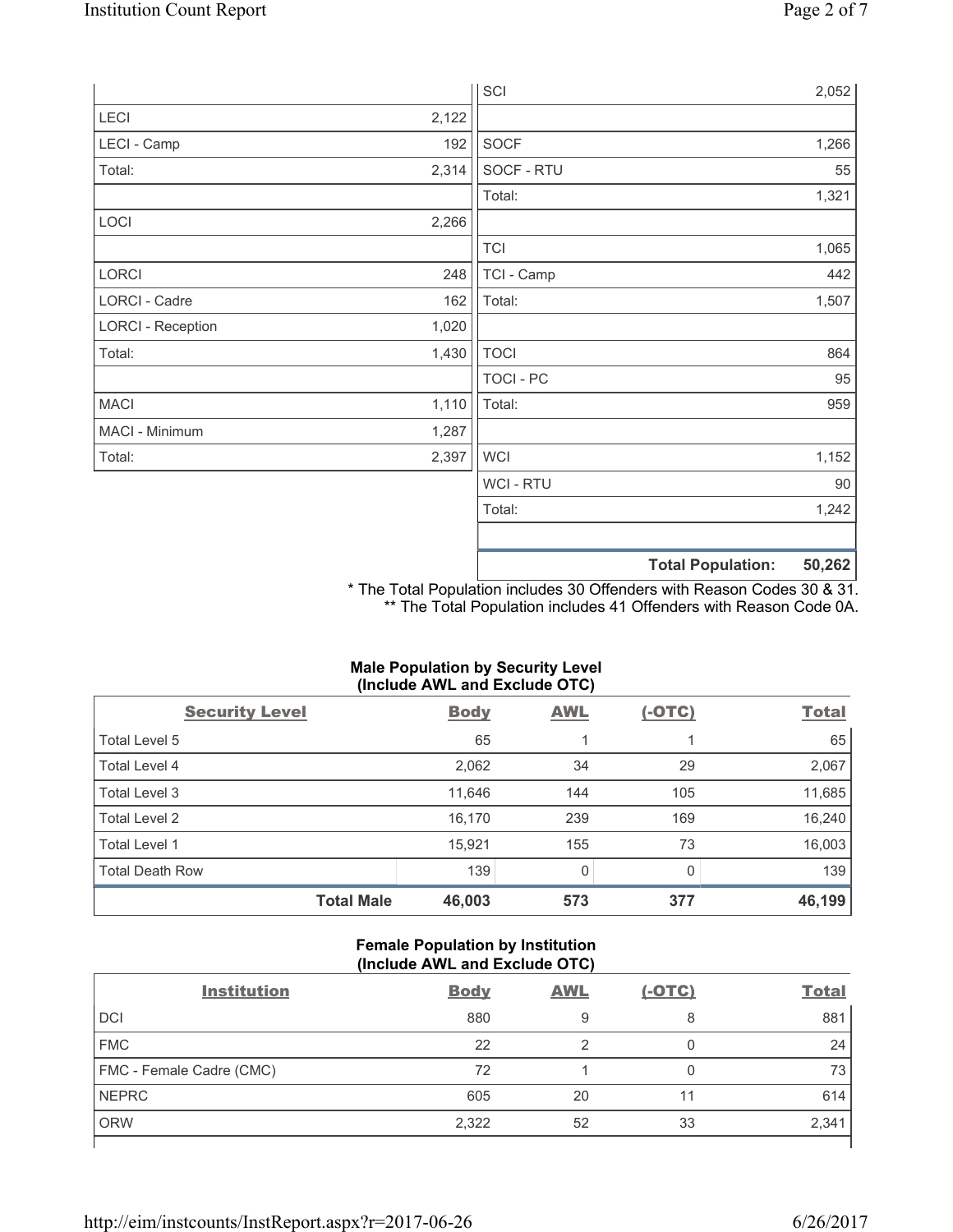| | | | |
|---|---|---|---|
| | | SCI | 2,052 |
| LECI | 2,122 | | |
| LECI - Camp | 192 | SOCF | 1,266 |
| Total: | 2,314 | SOCF - RTU | 55 |
| | | Total: | 1,321 |
| LOCI | 2,266 | | |
| | | TCI | 1,065 |
| LORCI | 248 | TCI - Camp | 442 |
| LORCI - Cadre | 162 | Total: | 1,507 |
| LORCI - Reception | 1,020 | | |
| Total: | 1,430 | TOCI | 864 |
| | | TOCI - PC | 95 |
| MACI | 1,110 | Total: | 959 |
| MACI - Minimum | 1,287 | | |
| Total: | 2,397 | WCI | 1,152 |
| | | WCI - RTU | 90 |
| | | Total: | 1,242 |
| | | | |
| | | **Total Population:** | **50,262** |

* The Total Population includes 30 Offenders with Reason Codes 30 & 31.
** The Total Population includes 41 Offenders with Reason Code 0A.

**Male Population by Security Level (Include AWL and Exclude OTC)**

| Security Level | Body | AWL | (-OTC) | Total |
|---|---|---|---|---|
| Total Level 5 | 65 | 1 | 1 | 65 |
| Total Level 4 | 2,062 | 34 | 29 | 2,067 |
| Total Level 3 | 11,646 | 144 | 105 | 11,685 |
| Total Level 2 | 16,170 | 239 | 169 | 16,240 |
| Total Level 1 | 15,921 | 155 | 73 | 16,003 |
| Total Death Row | 139 | 0 | 0 | 139 |
| **Total Male** | **46,003** | **573** | **377** | **46,199** |

**Female Population by Institution (Include AWL and Exclude OTC)**

| Institution | Body | AWL | (-OTC) | Total |
|---|---|---|---|---|
| DCI | 880 | 9 | 8 | 881 |
| FMC | 22 | 2 | 0 | 24 |
| FMC - Female Cadre (CMC) | 72 | 1 | 0 | 73 |
| NEPRC | 605 | 20 | 11 | 614 |
| ORW | 2,322 | 52 | 33 | 2,341 |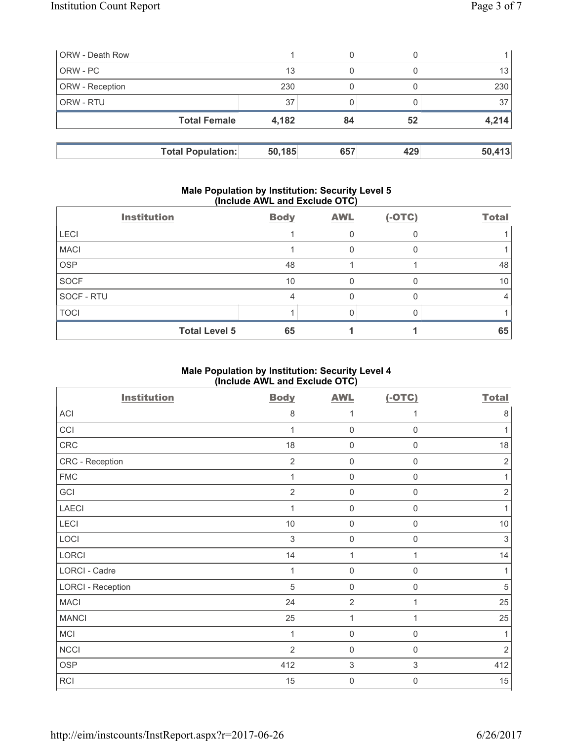| ORW - Death Row | 1 | 0 | 0 | 1 |
|---|---|---|---|---|
| ORW - PC | 13 | 0 | 0 | 13 |
| ORW - Reception | 230 | 0 | 0 | 230 |
| ORW - RTU | 37 | 0 | 0 | 37 |
| **Total Female** | **4,182** | **84** | **52** | **4,214** |

| **Total Population:** | **50,185** | **657** | **429** | **50,413** |
|---|---|---|---|---|

## Male Population by Institution: Security Level 5 (Include AWL and Exclude OTC)

| Institution | Body | AWL | (-OTC) | Total |
|---|---|---|---|---|
| LECI | 1 | 0 | 0 | 1 |
| MACI | 1 | 0 | 0 | 1 |
| OSP | 48 | 1 | 1 | 48 |
| SOCF | 10 | 0 | 0 | 10 |
| SOCF - RTU | 4 | 0 | 0 | 4 |
| TOCI | 1 | 0 | 0 | 1 |
| **Total Level 5** | **65** | **1** | **1** | **65** |

## Male Population by Institution: Security Level 4 (Include AWL and Exclude OTC)

| Institution | Body | AWL | (-OTC) | Total |
|---|---|---|---|---|
| ACI | 8 | 1 | 1 | 8 |
| CCI | 1 | 0 | 0 | 1 |
| CRC | 18 | 0 | 0 | 18 |
| CRC - Reception | 2 | 0 | 0 | 2 |
| FMC | 1 | 0 | 0 | 1 |
| GCI | 2 | 0 | 0 | 2 |
| LAECI | 1 | 0 | 0 | 1 |
| LECI | 10 | 0 | 0 | 10 |
| LOCI | 3 | 0 | 0 | 3 |
| LORCI | 14 | 1 | 1 | 14 |
| LORCI - Cadre | 1 | 0 | 0 | 1 |
| LORCI - Reception | 5 | 0 | 0 | 5 |
| MACI | 24 | 2 | 1 | 25 |
| MANCI | 25 | 1 | 1 | 25 |
| MCI | 1 | 0 | 0 | 1 |
| NCCI | 2 | 0 | 0 | 2 |
| OSP | 412 | 3 | 3 | 412 |
| RCI | 15 | 0 | 0 | 15 |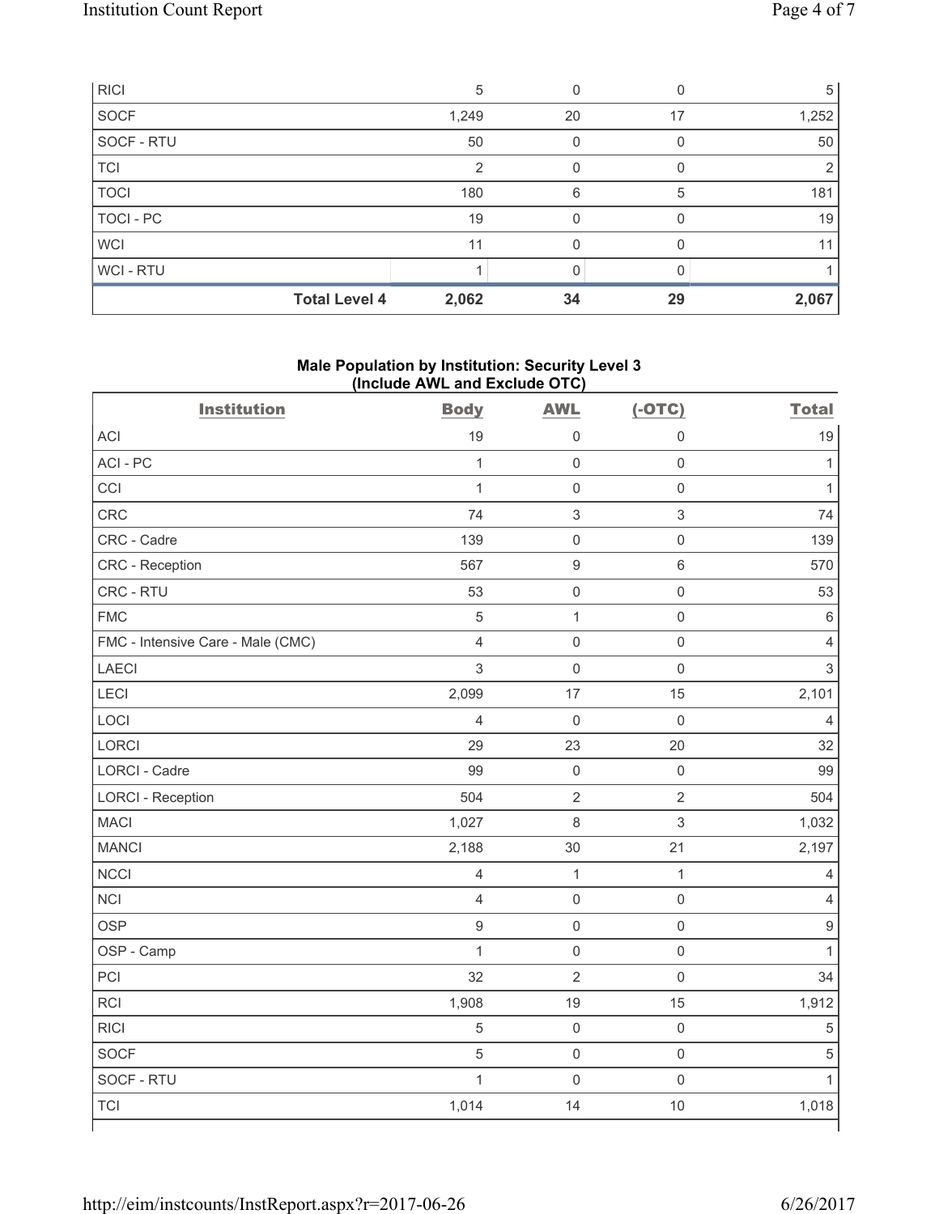| | Body | AWL | (-OTC) | Total |
|---|---|---|---|---|
| RICI | 5 | 0 | 0 | 5 |
| SOCF | 1,249 | 20 | 17 | 1,252 |
| SOCF - RTU | 50 | 0 | 0 | 50 |
| TCI | 2 | 0 | 0 | 2 |
| TOCI | 180 | 6 | 5 | 181 |
| TOCI - PC | 19 | 0 | 0 | 19 |
| WCI | 11 | 0 | 0 | 11 |
| WCI - RTU | 1 | 0 | 0 | 1 |
| **Total Level 4** | **2,062** | **34** | **29** | **2,067** |

**Male Population by Institution: Security Level 3 (Include AWL and Exclude OTC)**

| Institution | Body | AWL | (-OTC) | Total |
|---|---|---|---|---|
| ACI | 19 | 0 | 0 | 19 |
| ACI - PC | 1 | 0 | 0 | 1 |
| CCI | 1 | 0 | 0 | 1 |
| CRC | 74 | 3 | 3 | 74 |
| CRC - Cadre | 139 | 0 | 0 | 139 |
| CRC - Reception | 567 | 9 | 6 | 570 |
| CRC - RTU | 53 | 0 | 0 | 53 |
| FMC | 5 | 1 | 0 | 6 |
| FMC - Intensive Care - Male (CMC) | 4 | 0 | 0 | 4 |
| LAECI | 3 | 0 | 0 | 3 |
| LECI | 2,099 | 17 | 15 | 2,101 |
| LOCI | 4 | 0 | 0 | 4 |
| LORCI | 29 | 23 | 20 | 32 |
| LORCI - Cadre | 99 | 0 | 0 | 99 |
| LORCI - Reception | 504 | 2 | 2 | 504 |
| MACI | 1,027 | 8 | 3 | 1,032 |
| MANCI | 2,188 | 30 | 21 | 2,197 |
| NCCI | 4 | 1 | 1 | 4 |
| NCI | 4 | 0 | 0 | 4 |
| OSP | 9 | 0 | 0 | 9 |
| OSP - Camp | 1 | 0 | 0 | 1 |
| PCI | 32 | 2 | 0 | 34 |
| RCI | 1,908 | 19 | 15 | 1,912 |
| RICI | 5 | 0 | 0 | 5 |
| SOCF | 5 | 0 | 0 | 5 |
| SOCF - RTU | 1 | 0 | 0 | 1 |
| TCI | 1,014 | 14 | 10 | 1,018 |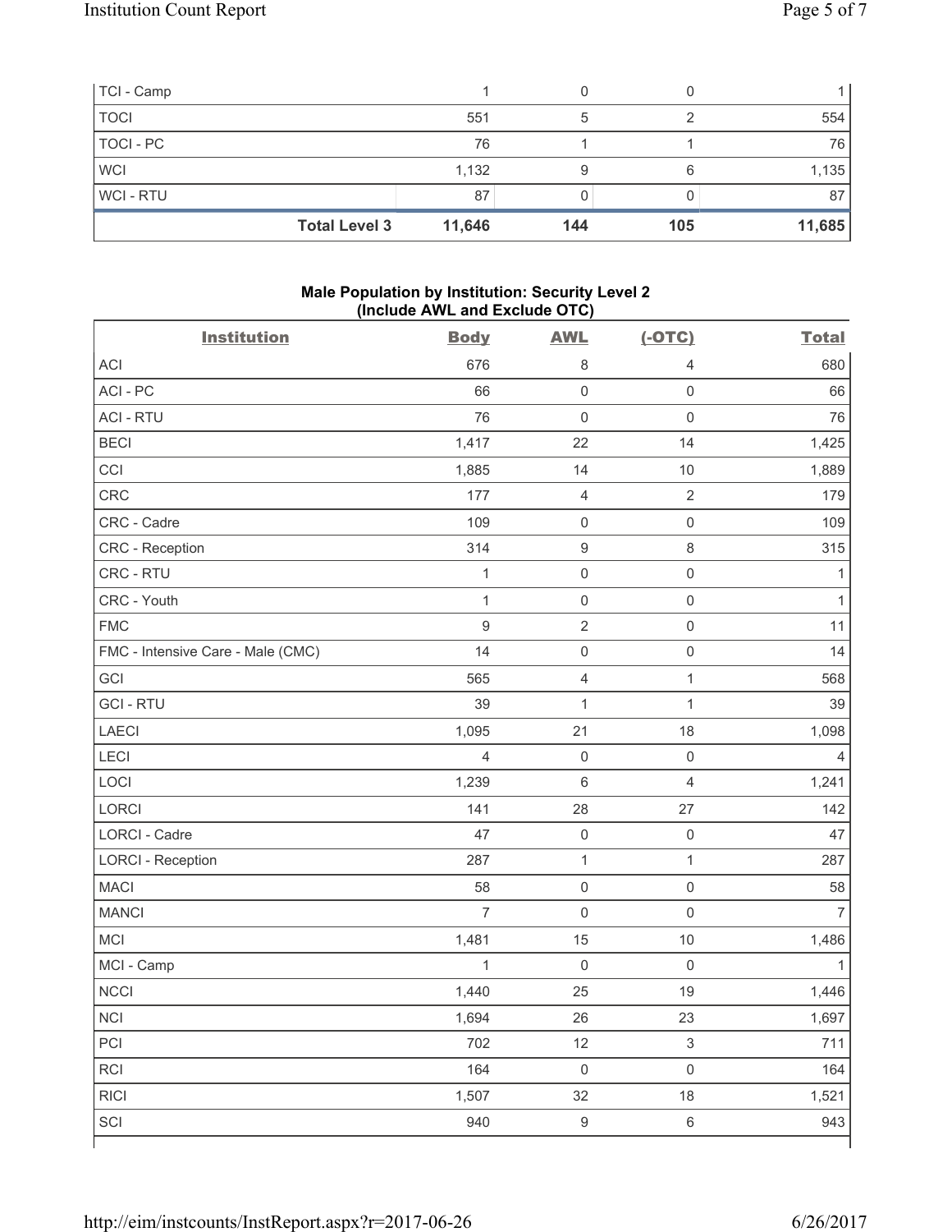| TCI - Camp | 1 | 0 | 0 | 1 |
|---|---|---|---|---|
| TOCI | 551 | 5 | 2 | 554 |
| TOCI - PC | 76 | 1 | 1 | 76 |
| WCI | 1,132 | 9 | 6 | 1,135 |
| WCI - RTU | 87 | 0 | 0 | 87 |
| **Total Level 3** | **11,646** | **144** | **105** | **11,685** |

### Male Population by Institution: Security Level 2 (Include AWL and Exclude OTC)

| Institution | Body | AWL | (-OTC) | Total |
|---|---|---|---|---|
| ACI | 676 | 8 | 4 | 680 |
| ACI - PC | 66 | 0 | 0 | 66 |
| ACI - RTU | 76 | 0 | 0 | 76 |
| BECI | 1,417 | 22 | 14 | 1,425 |
| CCI | 1,885 | 14 | 10 | 1,889 |
| CRC | 177 | 4 | 2 | 179 |
| CRC - Cadre | 109 | 0 | 0 | 109 |
| CRC - Reception | 314 | 9 | 8 | 315 |
| CRC - RTU | 1 | 0 | 0 | 1 |
| CRC - Youth | 1 | 0 | 0 | 1 |
| FMC | 9 | 2 | 0 | 11 |
| FMC - Intensive Care - Male (CMC) | 14 | 0 | 0 | 14 |
| GCI | 565 | 4 | 1 | 568 |
| GCI - RTU | 39 | 1 | 1 | 39 |
| LAECI | 1,095 | 21 | 18 | 1,098 |
| LECI | 4 | 0 | 0 | 4 |
| LOCI | 1,239 | 6 | 4 | 1,241 |
| LORCI | 141 | 28 | 27 | 142 |
| LORCI - Cadre | 47 | 0 | 0 | 47 |
| LORCI - Reception | 287 | 1 | 1 | 287 |
| MACI | 58 | 0 | 0 | 58 |
| MANCI | 7 | 0 | 0 | 7 |
| MCI | 1,481 | 15 | 10 | 1,486 |
| MCI - Camp | 1 | 0 | 0 | 1 |
| NCCI | 1,440 | 25 | 19 | 1,446 |
| NCI | 1,694 | 26 | 23 | 1,697 |
| PCI | 702 | 12 | 3 | 711 |
| RCI | 164 | 0 | 0 | 164 |
| RICI | 1,507 | 32 | 18 | 1,521 |
| SCI | 940 | 9 | 6 | 943 |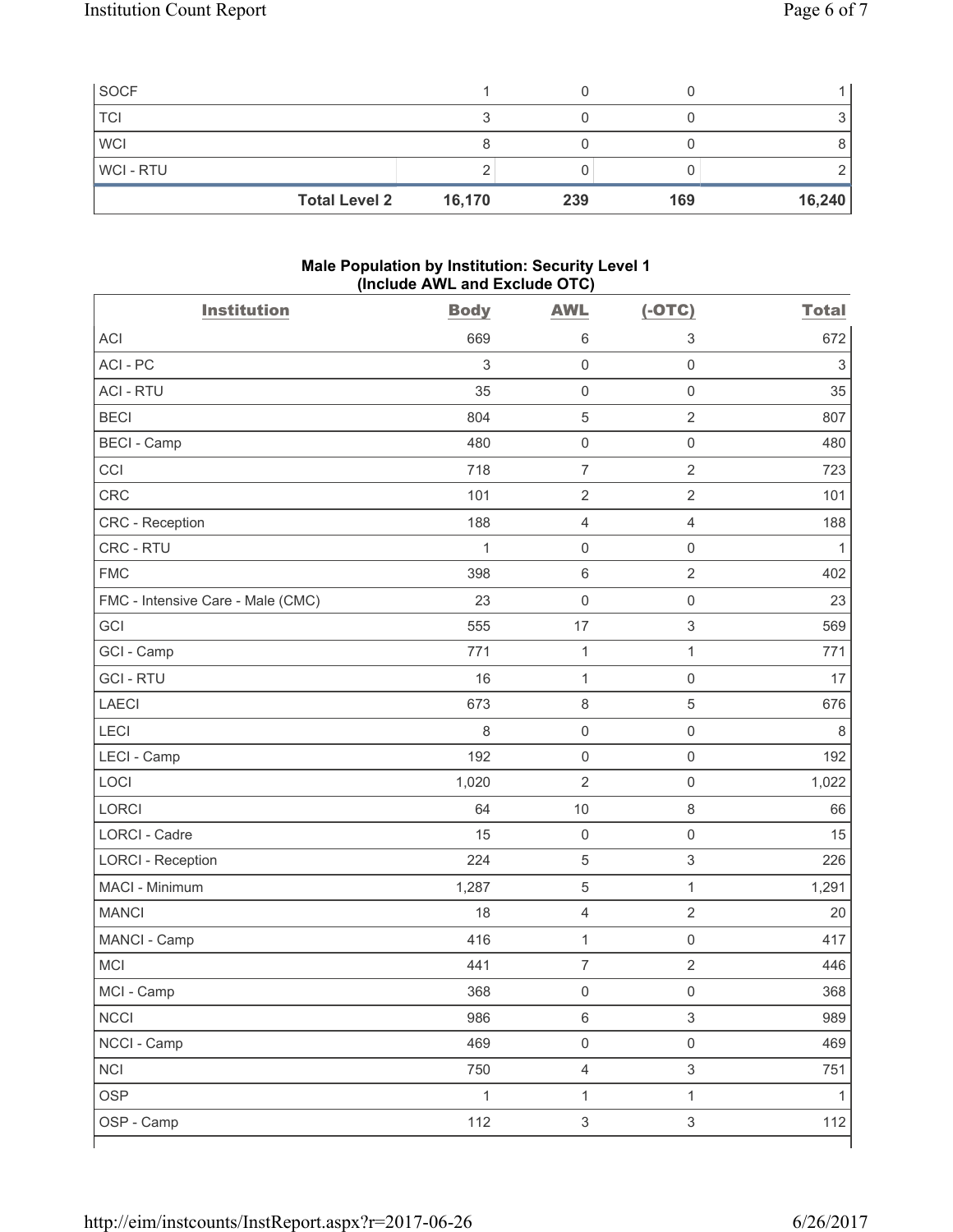| SOCF | 1 | 0 | 0 | 1 |
|---|---|---|---|---|
| TCI | 3 | 0 | 0 | 3 |
| WCI | 8 | 0 | 0 | 8 |
| WCI - RTU | 2 | 0 | 0 | 2 |
| **Total Level 2** | **16,170** | **239** | **169** | **16,240** |

### Male Population by Institution: Security Level 1 (Include AWL and Exclude OTC)

| Institution | Body | AWL | (-OTC) | Total |
|---|---|---|---|---|
| ACI | 669 | 6 | 3 | 672 |
| ACI - PC | 3 | 0 | 0 | 3 |
| ACI - RTU | 35 | 0 | 0 | 35 |
| BECI | 804 | 5 | 2 | 807 |
| BECI - Camp | 480 | 0 | 0 | 480 |
| CCI | 718 | 7 | 2 | 723 |
| CRC | 101 | 2 | 2 | 101 |
| CRC - Reception | 188 | 4 | 4 | 188 |
| CRC - RTU | 1 | 0 | 0 | 1 |
| FMC | 398 | 6 | 2 | 402 |
| FMC - Intensive Care - Male (CMC) | 23 | 0 | 0 | 23 |
| GCI | 555 | 17 | 3 | 569 |
| GCI - Camp | 771 | 1 | 1 | 771 |
| GCI - RTU | 16 | 1 | 0 | 17 |
| LAECI | 673 | 8 | 5 | 676 |
| LECI | 8 | 0 | 0 | 8 |
| LECI - Camp | 192 | 0 | 0 | 192 |
| LOCI | 1,020 | 2 | 0 | 1,022 |
| LORCI | 64 | 10 | 8 | 66 |
| LORCI - Cadre | 15 | 0 | 0 | 15 |
| LORCI - Reception | 224 | 5 | 3 | 226 |
| MACI - Minimum | 1,287 | 5 | 1 | 1,291 |
| MANCI | 18 | 4 | 2 | 20 |
| MANCI - Camp | 416 | 1 | 0 | 417 |
| MCI | 441 | 7 | 2 | 446 |
| MCI - Camp | 368 | 0 | 0 | 368 |
| NCCI | 986 | 6 | 3 | 989 |
| NCCI - Camp | 469 | 0 | 0 | 469 |
| NCI | 750 | 4 | 3 | 751 |
| OSP | 1 | 1 | 1 | 1 |
| OSP - Camp | 112 | 3 | 3 | 112 |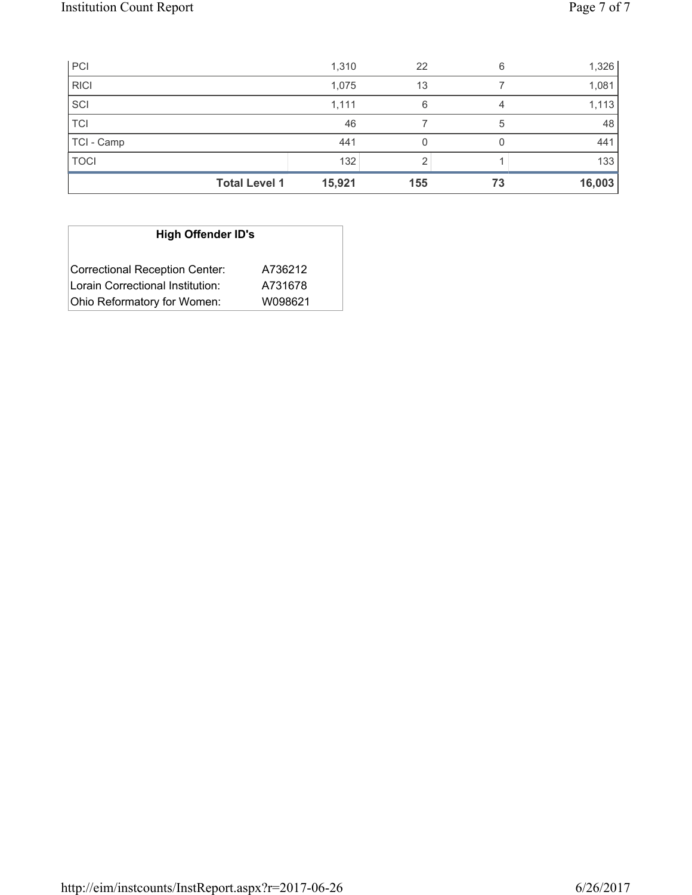| | | | | |
|---|---|---|---|---|
| PCI | 1,310 | 22 | 6 | 1,326 |
| RICI | 1,075 | 13 | 7 | 1,081 |
| SCI | 1,111 | 6 | 4 | 1,113 |
| TCI | 46 | 7 | 5 | 48 |
| TCI - Camp | 441 | 0 | 0 | 441 |
| TOCI | 132 | 2 | 1 | 133 |
| **Total Level 1** | **15,921** | **155** | **73** | **16,003** |

| High Offender ID's | |
|---|---|
| Correctional Reception Center: | A736212 |
| Lorain Correctional Institution: | A731678 |
| Ohio Reformatory for Women: | W098621 |